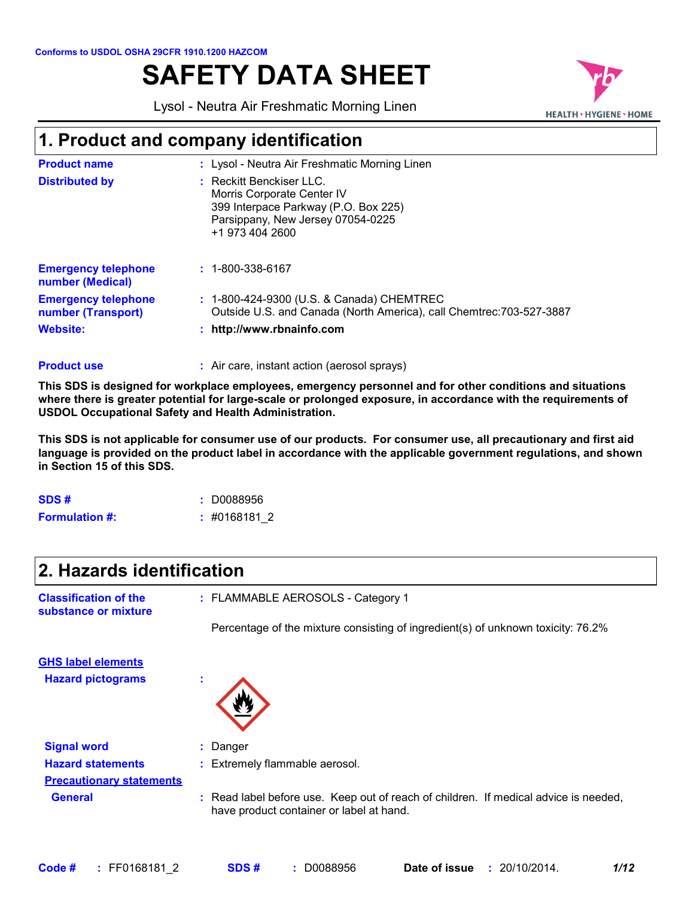Conforms to USDOL OSHA 29CFR 1910.1200 HAZCOM

# SAFETY DATA SHEET

Lysol - Neutra Air Freshmatic Morning Linen

## 1. Product and company identification

**Product name** : Lysol - Neutra Air Freshmatic Morning Linen

**Distributed by** : Reckitt Benckiser LLC.
Morris Corporate Center IV
399 Interpace Parkway (P.O. Box 225)
Parsippany, New Jersey 07054-0225
+1 973 404 2600

**Emergency telephone number (Medical)** : 1-800-338-6167

**Emergency telephone number (Transport)** : 1-800-424-9300 (U.S. & Canada) CHEMTREC
Outside U.S. and Canada (North America), call Chemtrec:703-527-3887

**Website:** : **http://www.rbnainfo.com**

**Product use** : Air care, instant action (aerosol sprays)

**This SDS is designed for workplace employees, emergency personnel and for other conditions and situations where there is greater potential for large-scale or prolonged exposure, in accordance with the requirements of USDOL Occupational Safety and Health Administration.**

**This SDS is not applicable for consumer use of our products. For consumer use, all precautionary and first aid language is provided on the product label in accordance with the applicable government regulations, and shown in Section 15 of this SDS.**

**SDS #** : D0088956

**Formulation #:** : #0168181_2

## 2. Hazards identification

**Classification of the substance or mixture** : FLAMMABLE AEROSOLS - Category 1

Percentage of the mixture consisting of ingredient(s) of unknown toxicity: 76.2%

**GHS label elements**

**Hazard pictograms** :

**Signal word** : Danger

**Hazard statements** : Extremely flammable aerosol.

**Precautionary statements**

**General** : Read label before use. Keep out of reach of children. If medical advice is needed, have product container or label at hand.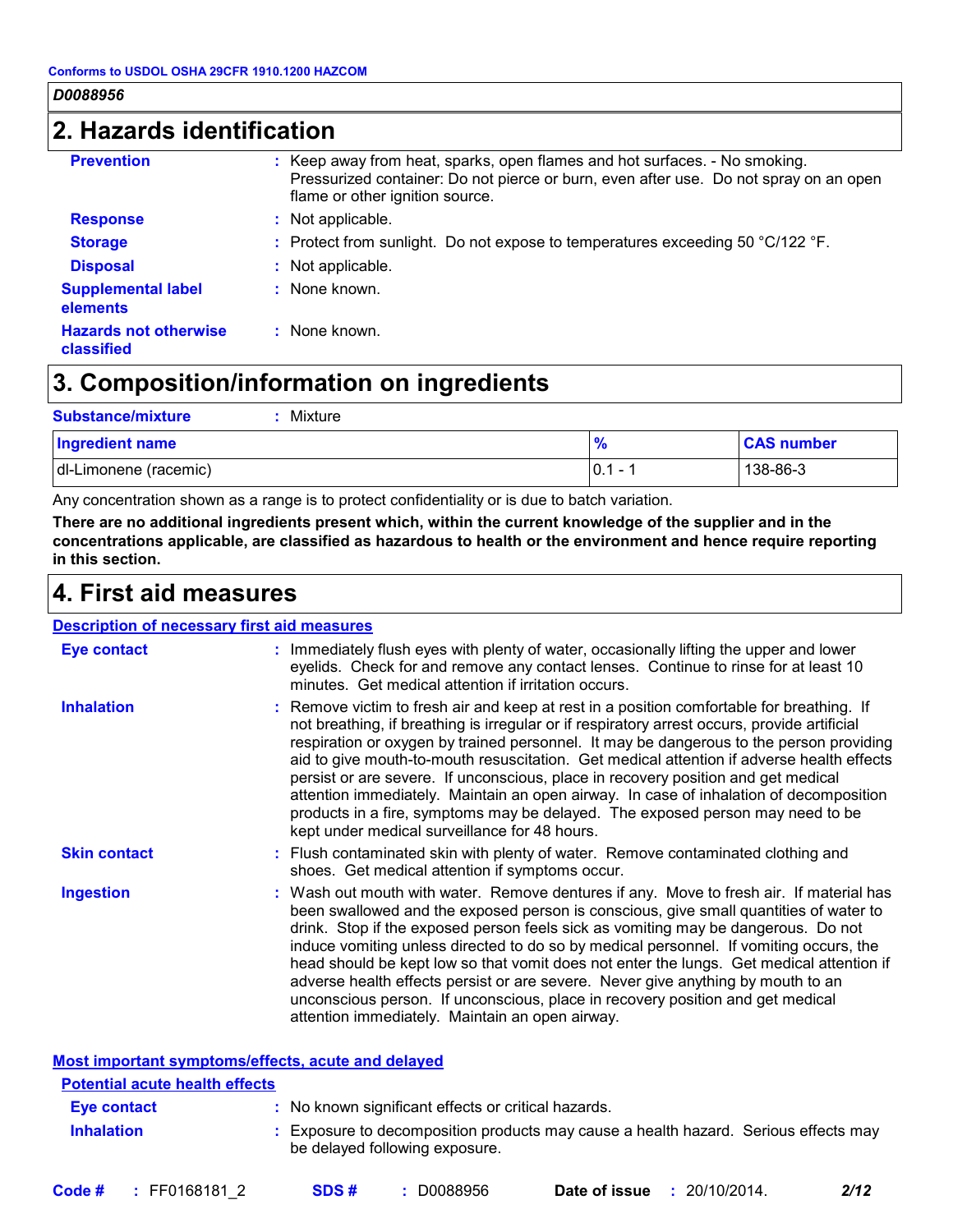Conforms to USDOL OSHA 29CFR 1910.1200 HAZCOM

*D0088956*

## 2. Hazards identification

| | |
|---|---|
| **Prevention** | : Keep away from heat, sparks, open flames and hot surfaces. - No smoking. Pressurized container: Do not pierce or burn, even after use. Do not spray on an open flame or other ignition source. |
| **Response** | : Not applicable. |
| **Storage** | : Protect from sunlight. Do not expose to temperatures exceeding 50 °C/122 °F. |
| **Disposal** | : Not applicable. |
| **Supplemental label elements** | : None known. |
| **Hazards not otherwise classified** | : None known. |

## 3. Composition/information on ingredients

**Substance/mixture** : Mixture

| Ingredient name | % | CAS number |
|---|---|---|
| dl-Limonene (racemic) | 0.1 - 1 | 138-86-3 |

Any concentration shown as a range is to protect confidentiality or is due to batch variation.

**There are no additional ingredients present which, within the current knowledge of the supplier and in the concentrations applicable, are classified as hazardous to health or the environment and hence require reporting in this section.**

## 4. First aid measures

### Description of necessary first aid measures

| | |
|---|---|
| **Eye contact** | : Immediately flush eyes with plenty of water, occasionally lifting the upper and lower eyelids. Check for and remove any contact lenses. Continue to rinse for at least 10 minutes. Get medical attention if irritation occurs. |
| **Inhalation** | : Remove victim to fresh air and keep at rest in a position comfortable for breathing. If not breathing, if breathing is irregular or if respiratory arrest occurs, provide artificial respiration or oxygen by trained personnel. It may be dangerous to the person providing aid to give mouth-to-mouth resuscitation. Get medical attention if adverse health effects persist or are severe. If unconscious, place in recovery position and get medical attention immediately. Maintain an open airway. In case of inhalation of decomposition products in a fire, symptoms may be delayed. The exposed person may need to be kept under medical surveillance for 48 hours. |
| **Skin contact** | : Flush contaminated skin with plenty of water. Remove contaminated clothing and shoes. Get medical attention if symptoms occur. |
| **Ingestion** | : Wash out mouth with water. Remove dentures if any. Move to fresh air. If material has been swallowed and the exposed person is conscious, give small quantities of water to drink. Stop if the exposed person feels sick as vomiting may be dangerous. Do not induce vomiting unless directed to do so by medical personnel. If vomiting occurs, the head should be kept low so that vomit does not enter the lungs. Get medical attention if adverse health effects persist or are severe. Never give anything by mouth to an unconscious person. If unconscious, place in recovery position and get medical attention immediately. Maintain an open airway. |

### Most important symptoms/effects, acute and delayed

#### Potential acute health effects

| | |
|---|---|
| **Eye contact** | : No known significant effects or critical hazards. |
| **Inhalation** | : Exposure to decomposition products may cause a health hazard. Serious effects may be delayed following exposure. |

**Code #** : FF0168181_2 **SDS #** : D0088956 **Date of issue** : 20/10/2014.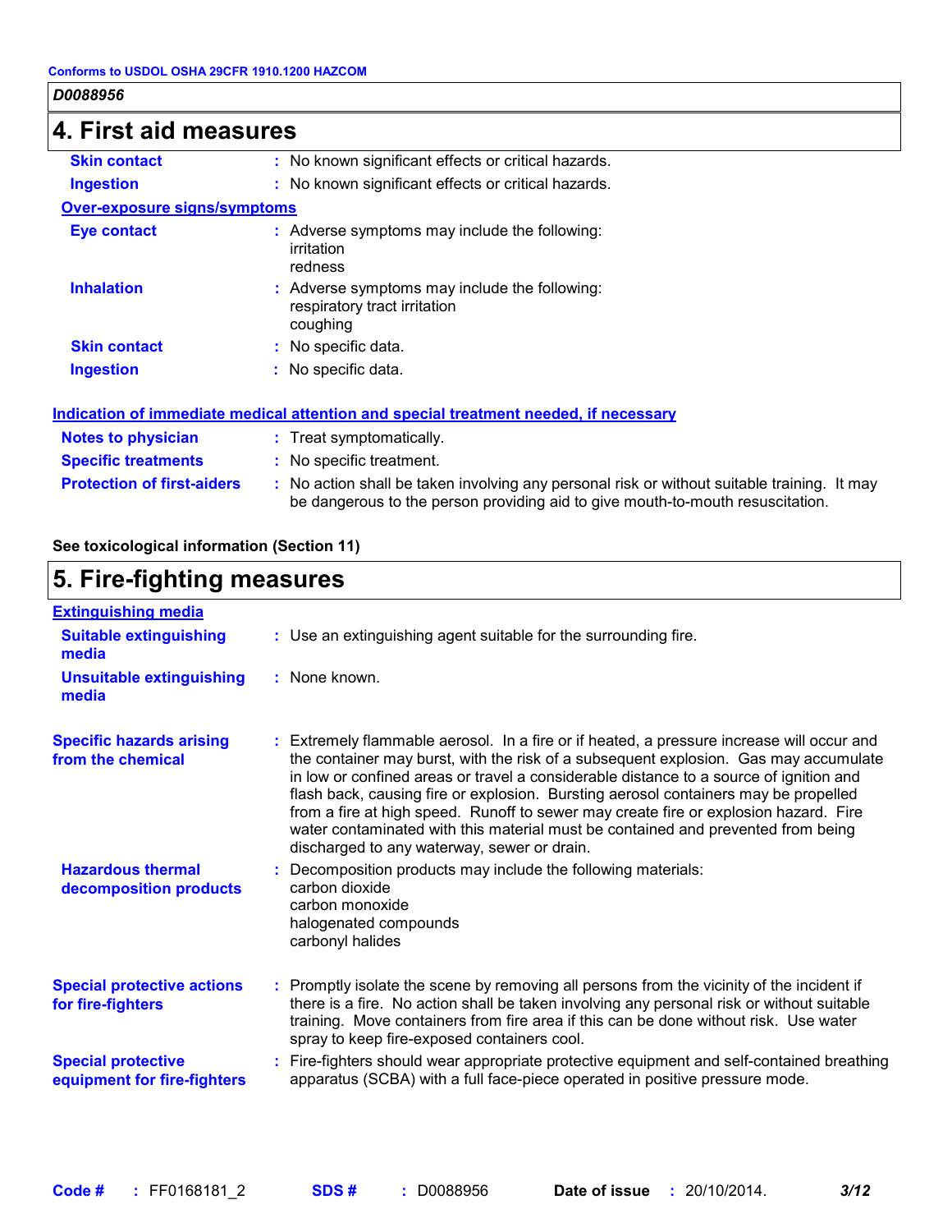Conforms to USDOL OSHA 29CFR 1910.1200 HAZCOM

*D0088956*

## 4. First aid measures

| | |
|---|---|
| **Skin contact** | : No known significant effects or critical hazards. |
| **Ingestion** | : No known significant effects or critical hazards. |

**Over-exposure signs/symptoms**

| | |
|---|---|
| **Eye contact** | : Adverse symptoms may include the following: irritation redness |
| **Inhalation** | : Adverse symptoms may include the following: respiratory tract irritation coughing |
| **Skin contact** | : No specific data. |
| **Ingestion** | : No specific data. |

**Indication of immediate medical attention and special treatment needed, if necessary**

| | |
|---|---|
| **Notes to physician** | : Treat symptomatically. |
| **Specific treatments** | : No specific treatment. |
| **Protection of first-aiders** | : No action shall be taken involving any personal risk or without suitable training. It may be dangerous to the person providing aid to give mouth-to-mouth resuscitation. |

**See toxicological information (Section 11)**

## 5. Fire-fighting measures

**Extinguishing media**

| | |
|---|---|
| **Suitable extinguishing media** | : Use an extinguishing agent suitable for the surrounding fire. |
| **Unsuitable extinguishing media** | : None known. |

| | |
|---|---|
| **Specific hazards arising from the chemical** | : Extremely flammable aerosol. In a fire or if heated, a pressure increase will occur and the container may burst, with the risk of a subsequent explosion. Gas may accumulate in low or confined areas or travel a considerable distance to a source of ignition and flash back, causing fire or explosion. Bursting aerosol containers may be propelled from a fire at high speed. Runoff to sewer may create fire or explosion hazard. Fire water contaminated with this material must be contained and prevented from being discharged to any waterway, sewer or drain. |
| **Hazardous thermal decomposition products** | : Decomposition products may include the following materials: carbon dioxide carbon monoxide halogenated compounds carbonyl halides |
| **Special protective actions for fire-fighters** | : Promptly isolate the scene by removing all persons from the vicinity of the incident if there is a fire. No action shall be taken involving any personal risk or without suitable training. Move containers from fire area if this can be done without risk. Use water spray to keep fire-exposed containers cool. |
| **Special protective equipment for fire-fighters** | : Fire-fighters should wear appropriate protective equipment and self-contained breathing apparatus (SCBA) with a full face-piece operated in positive pressure mode. |

**Code #** : FF0168181_2 **SDS #** : D0088956 **Date of issue** : 20/10/2014.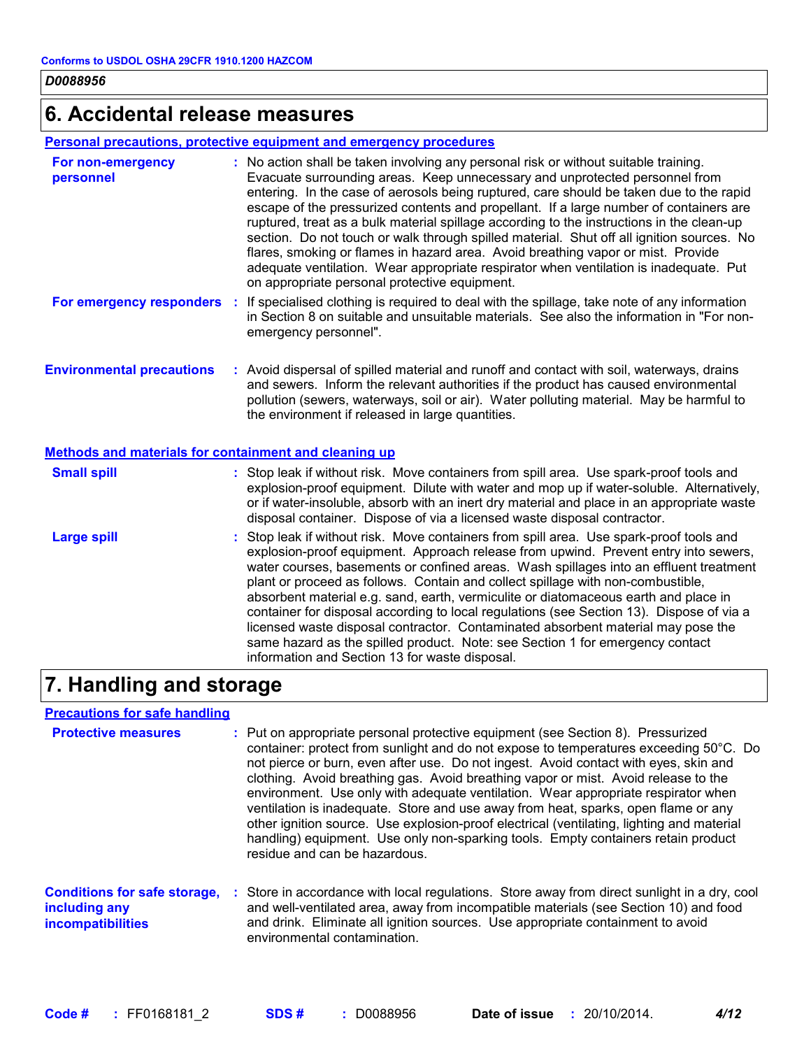## 6. Accidental release measures

### Personal precautions, protective equipment and emergency procedures

**For non-emergency personnel** : No action shall be taken involving any personal risk or without suitable training. Evacuate surrounding areas. Keep unnecessary and unprotected personnel from entering. In the case of aerosols being ruptured, care should be taken due to the rapid escape of the pressurized contents and propellant. If a large number of containers are ruptured, treat as a bulk material spillage according to the instructions in the clean-up section. Do not touch or walk through spilled material. Shut off all ignition sources. No flares, smoking or flames in hazard area. Avoid breathing vapor or mist. Provide adequate ventilation. Wear appropriate respirator when ventilation is inadequate. Put on appropriate personal protective equipment.

**For emergency responders** : If specialised clothing is required to deal with the spillage, take note of any information in Section 8 on suitable and unsuitable materials. See also the information in "For non-emergency personnel".

**Environmental precautions** : Avoid dispersal of spilled material and runoff and contact with soil, waterways, drains and sewers. Inform the relevant authorities if the product has caused environmental pollution (sewers, waterways, soil or air). Water polluting material. May be harmful to the environment if released in large quantities.

### Methods and materials for containment and cleaning up

**Small spill** : Stop leak if without risk. Move containers from spill area. Use spark-proof tools and explosion-proof equipment. Dilute with water and mop up if water-soluble. Alternatively, or if water-insoluble, absorb with an inert dry material and place in an appropriate waste disposal container. Dispose of via a licensed waste disposal contractor.

**Large spill** : Stop leak if without risk. Move containers from spill area. Use spark-proof tools and explosion-proof equipment. Approach release from upwind. Prevent entry into sewers, water courses, basements or confined areas. Wash spillages into an effluent treatment plant or proceed as follows. Contain and collect spillage with non-combustible, absorbent material e.g. sand, earth, vermiculite or diatomaceous earth and place in container for disposal according to local regulations (see Section 13). Dispose of via a licensed waste disposal contractor. Contaminated absorbent material may pose the same hazard as the spilled product. Note: see Section 1 for emergency contact information and Section 13 for waste disposal.

## 7. Handling and storage

### Precautions for safe handling

**Protective measures** : Put on appropriate personal protective equipment (see Section 8). Pressurized container: protect from sunlight and do not expose to temperatures exceeding 50°C. Do not pierce or burn, even after use. Do not ingest. Avoid contact with eyes, skin and clothing. Avoid breathing gas. Avoid breathing vapor or mist. Avoid release to the environment. Use only with adequate ventilation. Wear appropriate respirator when ventilation is inadequate. Store and use away from heat, sparks, open flame or any other ignition source. Use explosion-proof electrical (ventilating, lighting and material handling) equipment. Use only non-sparking tools. Empty containers retain product residue and can be hazardous.

**Conditions for safe storage, including any incompatibilities** : Store in accordance with local regulations. Store away from direct sunlight in a dry, cool and well-ventilated area, away from incompatible materials (see Section 10) and food and drink. Eliminate all ignition sources. Use appropriate containment to avoid environmental contamination.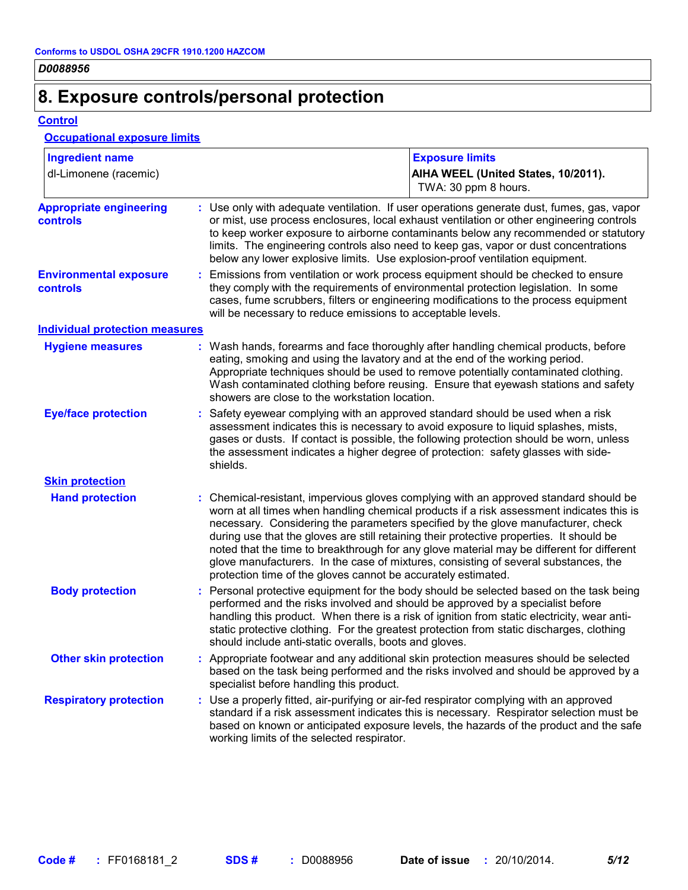D0088956

# 8. Exposure controls/personal protection

## Control

### Occupational exposure limits

| Ingredient name | Exposure limits |
|---|---|
| dl-Limonene (racemic) | **AIHA WEEL (United States, 10/2011).** TWA: 30 ppm 8 hours. |

**Appropriate engineering controls** : Use only with adequate ventilation. If user operations generate dust, fumes, gas, vapor or mist, use process enclosures, local exhaust ventilation or other engineering controls to keep worker exposure to airborne contaminants below any recommended or statutory limits. The engineering controls also need to keep gas, vapor or dust concentrations below any lower explosive limits. Use explosion-proof ventilation equipment.

**Environmental exposure controls** : Emissions from ventilation or work process equipment should be checked to ensure they comply with the requirements of environmental protection legislation. In some cases, fume scrubbers, filters or engineering modifications to the process equipment will be necessary to reduce emissions to acceptable levels.

## Individual protection measures

**Hygiene measures** : Wash hands, forearms and face thoroughly after handling chemical products, before eating, smoking and using the lavatory and at the end of the working period. Appropriate techniques should be used to remove potentially contaminated clothing. Wash contaminated clothing before reusing. Ensure that eyewash stations and safety showers are close to the workstation location.

**Eye/face protection** : Safety eyewear complying with an approved standard should be used when a risk assessment indicates this is necessary to avoid exposure to liquid splashes, mists, gases or dusts. If contact is possible, the following protection should be worn, unless the assessment indicates a higher degree of protection: safety glasses with side-shields.

### Skin protection

**Hand protection** : Chemical-resistant, impervious gloves complying with an approved standard should be worn at all times when handling chemical products if a risk assessment indicates this is necessary. Considering the parameters specified by the glove manufacturer, check during use that the gloves are still retaining their protective properties. It should be noted that the time to breakthrough for any glove material may be different for different glove manufacturers. In the case of mixtures, consisting of several substances, the protection time of the gloves cannot be accurately estimated.

**Body protection** : Personal protective equipment for the body should be selected based on the task being performed and the risks involved and should be approved by a specialist before handling this product. When there is a risk of ignition from static electricity, wear anti-static protective clothing. For the greatest protection from static discharges, clothing should include anti-static overalls, boots and gloves.

**Other skin protection** : Appropriate footwear and any additional skin protection measures should be selected based on the task being performed and the risks involved and should be approved by a specialist before handling this product.

**Respiratory protection** : Use a properly fitted, air-purifying or air-fed respirator complying with an approved standard if a risk assessment indicates this is necessary. Respirator selection must be based on known or anticipated exposure levels, the hazards of the product and the safe working limits of the selected respirator.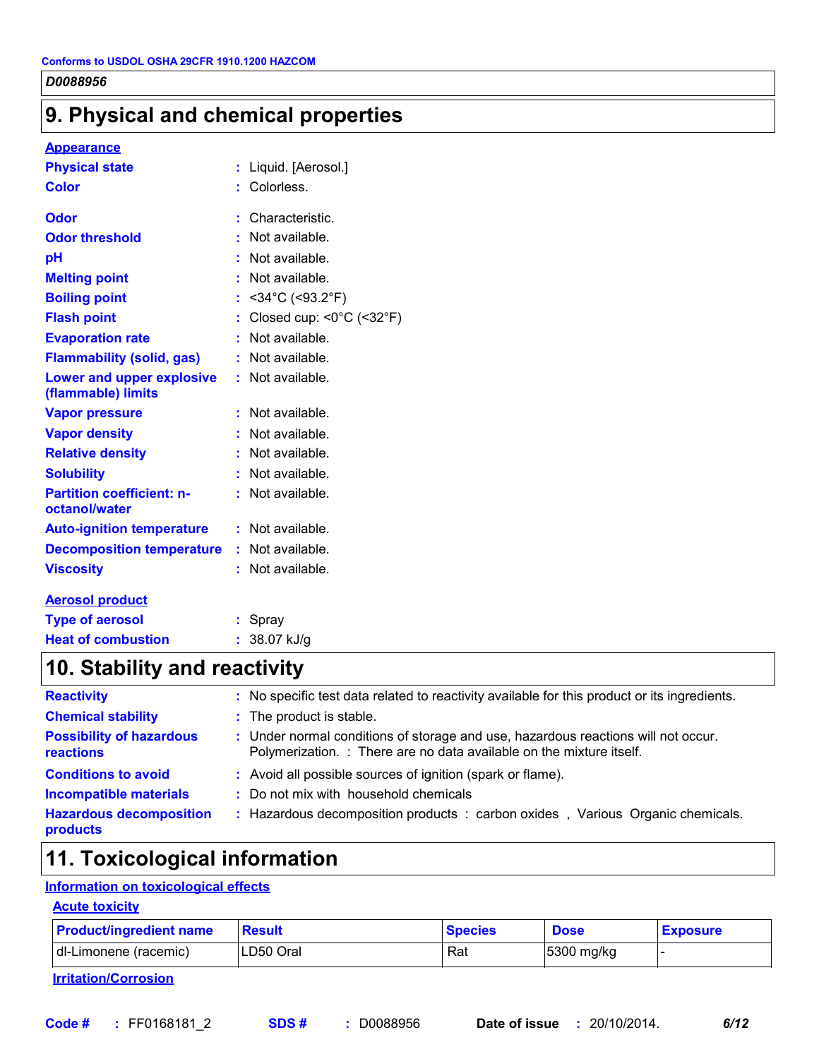## 9. Physical and chemical properties

**Appearance**

**Physical state** : Liquid. [Aerosol.]

**Color** : Colorless.

**Odor** : Characteristic.

**Odor threshold** : Not available.

**pH** : Not available.

**Melting point** : Not available.

**Boiling point** : <34°C (<93.2°F)

**Flash point** : Closed cup: <0°C (<32°F)

**Evaporation rate** : Not available.

**Flammability (solid, gas)** : Not available.

**Lower and upper explosive (flammable) limits** : Not available.

**Vapor pressure** : Not available.

**Vapor density** : Not available.

**Relative density** : Not available.

**Solubility** : Not available.

**Partition coefficient: n-octanol/water** : Not available.

**Auto-ignition temperature** : Not available.

**Decomposition temperature** : Not available.

**Viscosity** : Not available.

**Aerosol product**

**Type of aerosol** : Spray

**Heat of combustion** : 38.07 kJ/g

## 10. Stability and reactivity

**Reactivity** : No specific test data related to reactivity available for this product or its ingredients.

**Chemical stability** : The product is stable.

**Possibility of hazardous reactions** : Under normal conditions of storage and use, hazardous reactions will not occur. Polymerization. : There are no data available on the mixture itself.

**Conditions to avoid** : Avoid all possible sources of ignition (spark or flame).

**Incompatible materials** : Do not mix with household chemicals

**Hazardous decomposition products** : Hazardous decomposition products : carbon oxides , Various Organic chemicals.

## 11. Toxicological information

**Information on toxicological effects**

**Acute toxicity**

| Product/ingredient name | Result | Species | Dose | Exposure |
|---|---|---|---|---|
| dl-Limonene (racemic) | LD50 Oral | Rat | 5300 mg/kg | - |

**Irritation/Corrosion**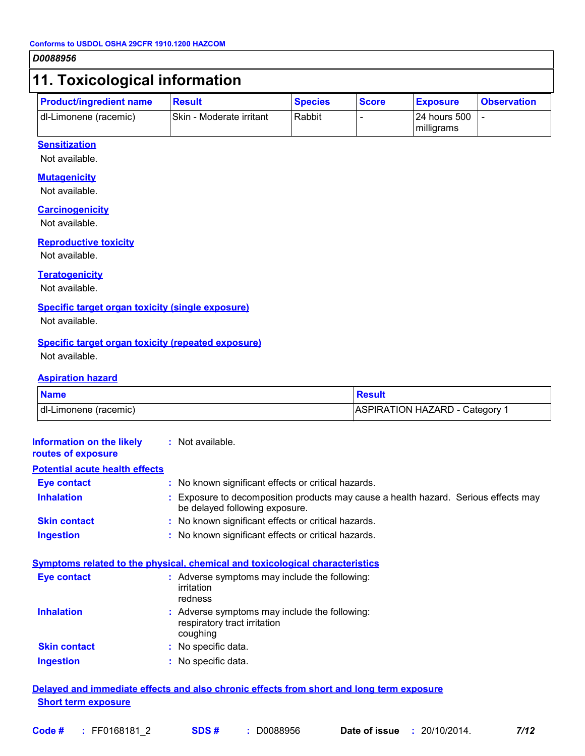## 11. Toxicological information

| Product/ingredient name | Result | Species | Score | Exposure | Observation |
|---|---|---|---|---|---|
| dl-Limonene (racemic) | Skin - Moderate irritant | Rabbit | - | 24 hours 500 milligrams | - |

### Sensitization

Not available.

### Mutagenicity

Not available.

### Carcinogenicity

Not available.

### Reproductive toxicity

Not available.

### Teratogenicity

Not available.

### Specific target organ toxicity (single exposure)

Not available.

### Specific target organ toxicity (repeated exposure)

Not available.

### Aspiration hazard

| Name | Result |
|---|---|
| dl-Limonene (racemic) | ASPIRATION HAZARD - Category 1 |

**Information on the likely routes of exposure** : Not available.

### Potential acute health effects

**Eye contact** : No known significant effects or critical hazards.

**Inhalation** : Exposure to decomposition products may cause a health hazard. Serious effects may be delayed following exposure.

**Skin contact** : No known significant effects or critical hazards.

**Ingestion** : No known significant effects or critical hazards.

### Symptoms related to the physical, chemical and toxicological characteristics

**Eye contact** : Adverse symptoms may include the following:
irritation
redness

**Inhalation** : Adverse symptoms may include the following:
respiratory tract irritation
coughing

**Skin contact** : No specific data.

**Ingestion** : No specific data.

### Delayed and immediate effects and also chronic effects from short and long term exposure

#### Short term exposure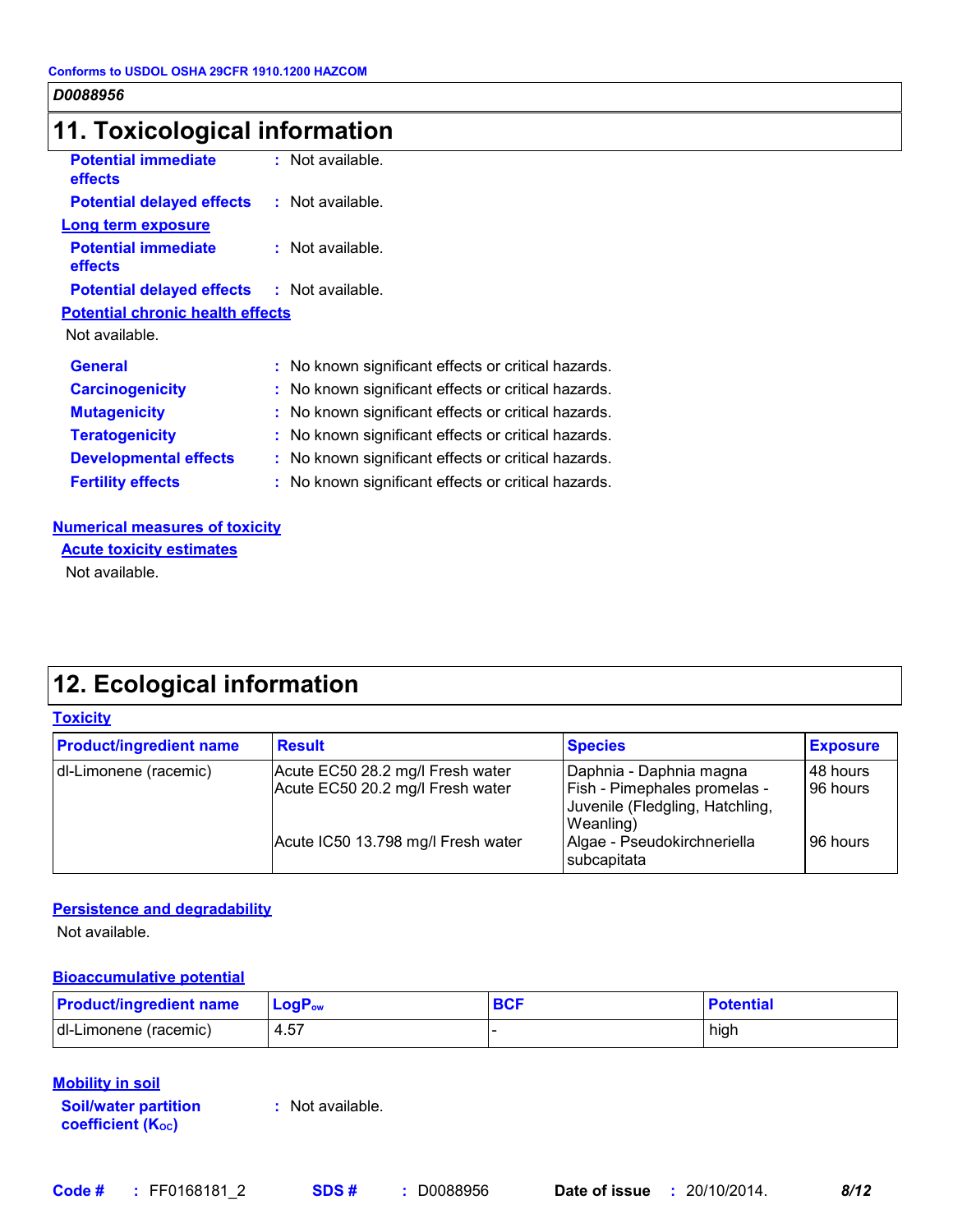Conforms to USDOL OSHA 29CFR 1910.1200 HAZCOM

*D0088956*

# 11. Toxicological information

**Potential immediate effects** : Not available.

**Potential delayed effects** : Not available.

**Long term exposure**

**Potential immediate effects** : Not available.

**Potential delayed effects** : Not available.

**Potential chronic health effects**

Not available.

**General** : No known significant effects or critical hazards.

**Carcinogenicity** : No known significant effects or critical hazards.

**Mutagenicity** : No known significant effects or critical hazards.

**Teratogenicity** : No known significant effects or critical hazards.

**Developmental effects** : No known significant effects or critical hazards.

**Fertility effects** : No known significant effects or critical hazards.

**Numerical measures of toxicity**

**Acute toxicity estimates**

Not available.

# 12. Ecological information

**Toxicity**

| Product/ingredient name | Result | Species | Exposure |
|---|---|---|---|
| dl-Limonene (racemic) | Acute EC50 28.2 mg/l Fresh water | Daphnia - Daphnia magna | 48 hours |
| | Acute EC50 20.2 mg/l Fresh water | Fish - Pimephales promelas - Juvenile (Fledgling, Hatchling, Weanling) | 96 hours |
| | Acute IC50 13.798 mg/l Fresh water | Algae - Pseudokirchneriella subcapitata | 96 hours |

**Persistence and degradability**

Not available.

**Bioaccumulative potential**

| Product/ingredient name | $LogP_{ow}$ | BCF | Potential |
|---|---|---|---|
| dl-Limonene (racemic) | 4.57 | - | high |

**Mobility in soil**

**Soil/water partition coefficient ($K_{OC}$)** : Not available.

**Code #** : FF0168181_2 **SDS #** : D0088956 **Date of issue** : 20/10/2014.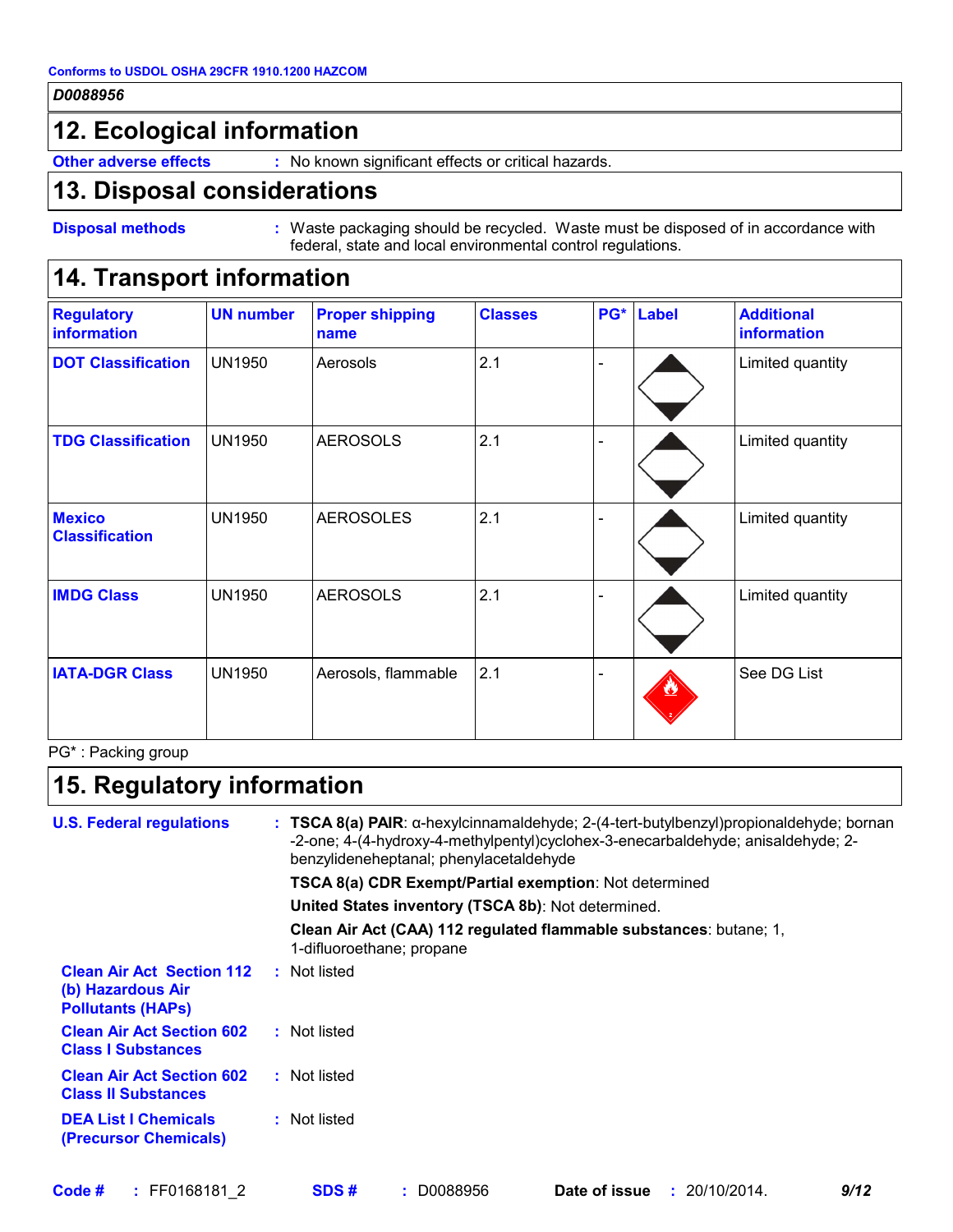Conforms to USDOL OSHA 29CFR 1910.1200 HAZCOM

*D0088956*

## 12. Ecological information

**Other adverse effects** : No known significant effects or critical hazards.

## 13. Disposal considerations

**Disposal methods** : Waste packaging should be recycled. Waste must be disposed of in accordance with federal, state and local environmental control regulations.

## 14. Transport information

| Regulatory information | UN number | Proper shipping name | Classes | PG* | Label | Additional information |
|---|---|---|---|---|---|---|
| DOT Classification | UN1950 | Aerosols | 2.1 | - | | Limited quantity |
| TDG Classification | UN1950 | AEROSOLS | 2.1 | - | | Limited quantity |
| Mexico Classification | UN1950 | AEROSOLES | 2.1 | - | | Limited quantity |
| IMDG Class | UN1950 | AEROSOLS | 2.1 | - | | Limited quantity |
| IATA-DGR Class | UN1950 | Aerosols, flammable | 2.1 | - | | See DG List |

PG* : Packing group

## 15. Regulatory information

**U.S. Federal regulations** : **TSCA 8(a) PAIR**: α-hexylcinnamaldehyde; 2-(4-tert-butylbenzyl)propionaldehyde; bornan-2-one; 4-(4-hydroxy-4-methylpentyl)cyclohex-3-enecarbaldehyde; anisaldehyde; 2-benzylideneheptanal; phenylacetaldehyde

**TSCA 8(a) CDR Exempt/Partial exemption**: Not determined

**United States inventory (TSCA 8b)**: Not determined.

**Clean Air Act (CAA) 112 regulated flammable substances**: butane; 1,1-difluoroethane; propane

**Clean Air Act Section 112 (b) Hazardous Air Pollutants (HAPs)** : Not listed

**Clean Air Act Section 602 Class I Substances** : Not listed

**Clean Air Act Section 602 Class II Substances** : Not listed

**DEA List I Chemicals (Precursor Chemicals)** : Not listed

**Code #** : FF0168181_2 **SDS #** : D0088956 **Date of issue** : 20/10/2014.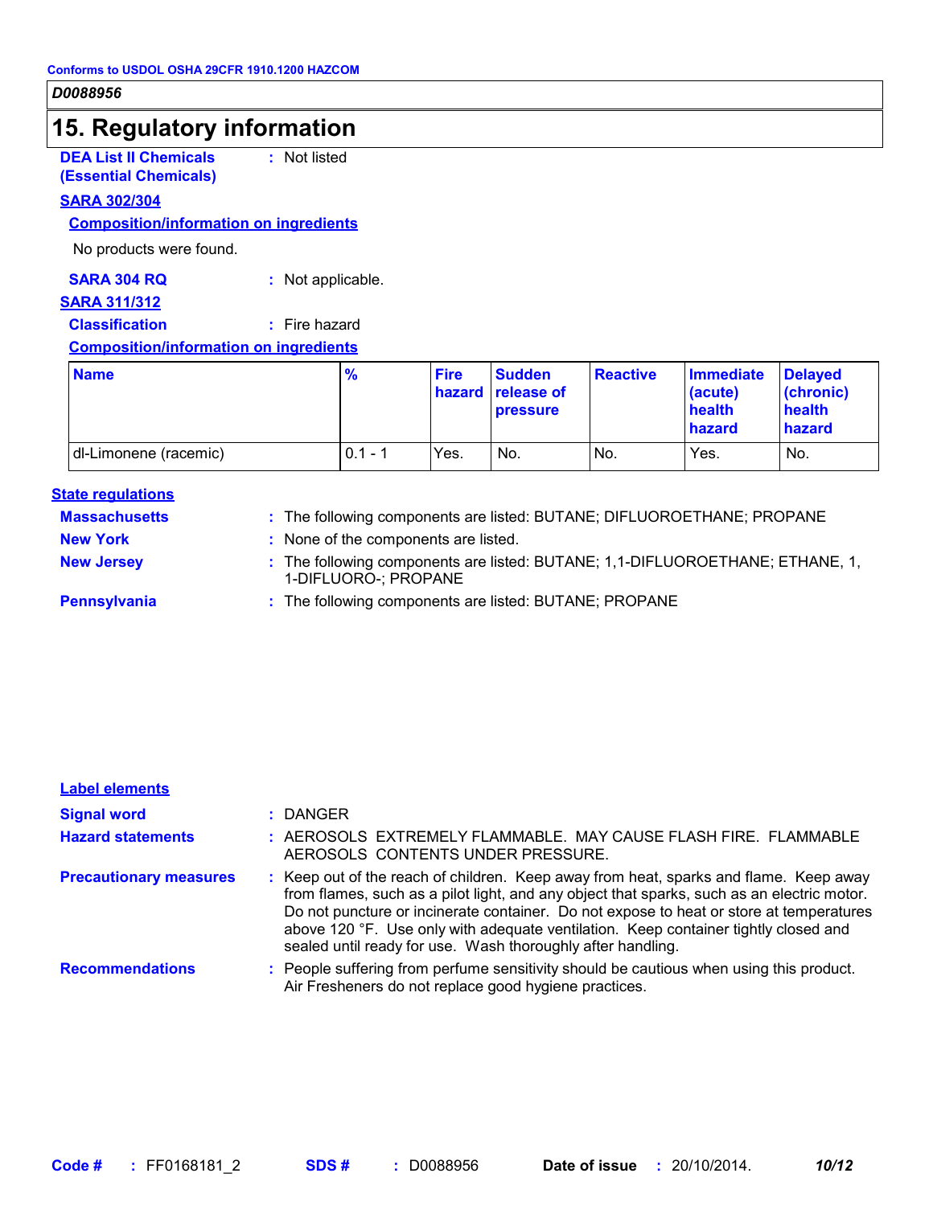Conforms to USDOL OSHA 29CFR 1910.1200 HAZCOM

*D0088956*

# 15. Regulatory information

**DEA List II Chemicals (Essential Chemicals)** : Not listed

**SARA 302/304**

**Composition/information on ingredients**

No products were found.

**SARA 304 RQ** : Not applicable.

**SARA 311/312**

**Classification** : Fire hazard

**Composition/information on ingredients**

| Name | % | Fire hazard | Sudden release of pressure | Reactive | Immediate (acute) health hazard | Delayed (chronic) health hazard |
|---|---|---|---|---|---|---|
| dl-Limonene (racemic) | 0.1 - 1 | Yes. | No. | No. | Yes. | No. |

**State regulations**

**Massachusetts** : The following components are listed: BUTANE; DIFLUOROETHANE; PROPANE

**New York** : None of the components are listed.

**New Jersey** : The following components are listed: BUTANE; 1,1-DIFLUOROETHANE; ETHANE, 1, 1-DIFLUORO-; PROPANE

**Pennsylvania** : The following components are listed: BUTANE; PROPANE

**Label elements**

**Signal word** : DANGER

**Hazard statements** : AEROSOLS EXTREMELY FLAMMABLE. MAY CAUSE FLASH FIRE. FLAMMABLE AEROSOLS CONTENTS UNDER PRESSURE.

**Precautionary measures** : Keep out of the reach of children. Keep away from heat, sparks and flame. Keep away from flames, such as a pilot light, and any object that sparks, such as an electric motor. Do not puncture or incinerate container. Do not expose to heat or store at temperatures above 120 °F. Use only with adequate ventilation. Keep container tightly closed and sealed until ready for use. Wash thoroughly after handling.

**Recommendations** : People suffering from perfume sensitivity should be cautious when using this product. Air Fresheners do not replace good hygiene practices.

**Code #** : FF0168181_2 **SDS #** : D0088956 **Date of issue** : 20/10/2014.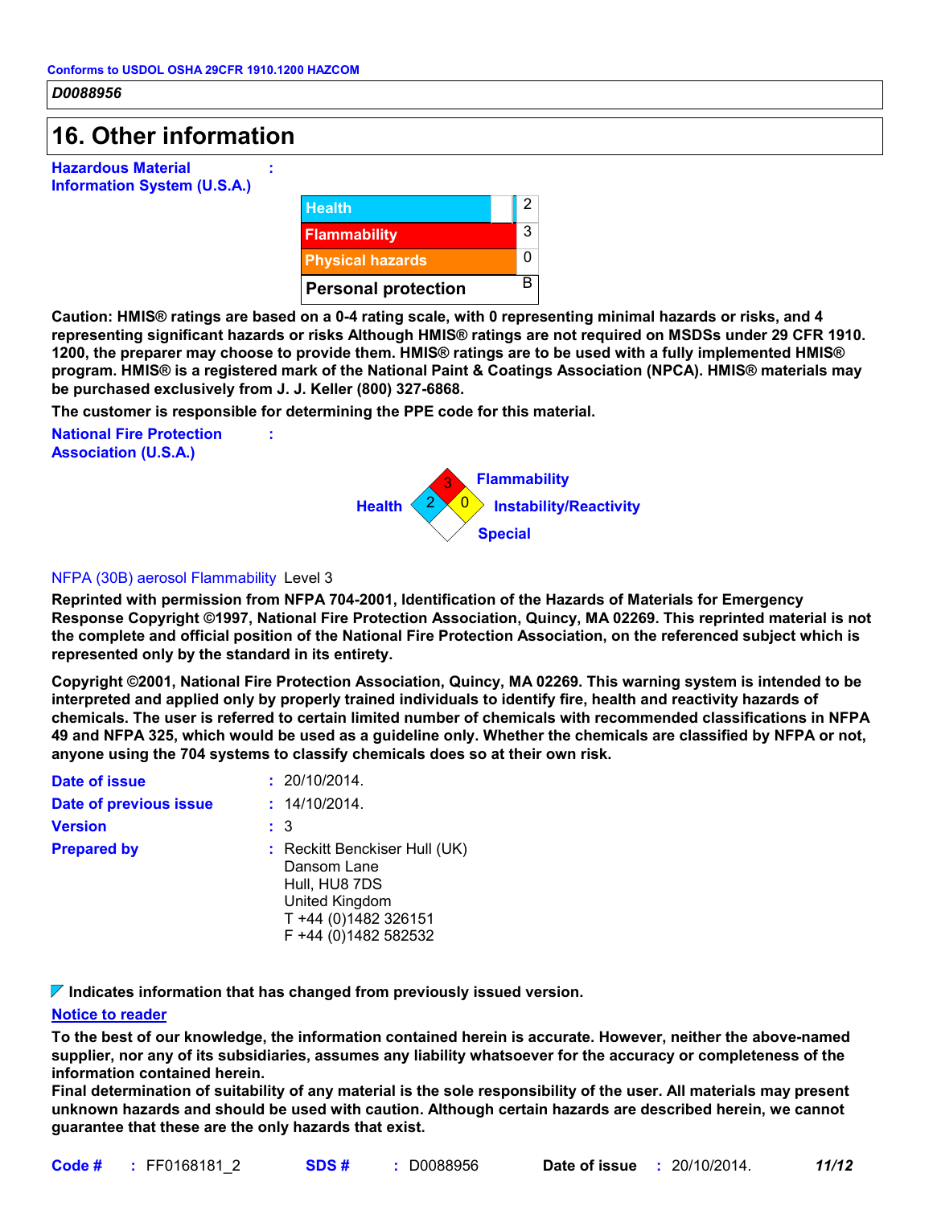Conforms to USDOL OSHA 29CFR 1910.1200 HAZCOM

*D0088956*

## 16. Other information

**Hazardous Material Information System (U.S.A.)** :

| | |
|---|---|
| Health | 2 |
| Flammability | 3 |
| Physical hazards | 0 |
| Personal protection | B |

**Caution: HMIS® ratings are based on a 0-4 rating scale, with 0 representing minimal hazards or risks, and 4 representing significant hazards or risks Although HMIS® ratings are not required on MSDSs under 29 CFR 1910. 1200, the preparer may choose to provide them. HMIS® ratings are to be used with a fully implemented HMIS® program. HMIS® is a registered mark of the National Paint & Coatings Association (NPCA). HMIS® materials may be purchased exclusively from J. J. Keller (800) 327-6868.**

**The customer is responsible for determining the PPE code for this material.**

**National Fire Protection Association (U.S.A.)** :

Health: 2
Flammability: 3
Instability/Reactivity: 0
Special:

NFPA (30B) aerosol Flammability Level 3

**Reprinted with permission from NFPA 704-2001, Identification of the Hazards of Materials for Emergency Response Copyright ©1997, National Fire Protection Association, Quincy, MA 02269. This reprinted material is not the complete and official position of the National Fire Protection Association, on the referenced subject which is represented only by the standard in its entirety.**

**Copyright ©2001, National Fire Protection Association, Quincy, MA 02269. This warning system is intended to be interpreted and applied only by properly trained individuals to identify fire, health and reactivity hazards of chemicals. The user is referred to certain limited number of chemicals with recommended classifications in NFPA 49 and NFPA 325, which would be used as a guideline only. Whether the chemicals are classified by NFPA or not, anyone using the 704 systems to classify chemicals does so at their own risk.**

**Date of issue** : 20/10/2014.

**Date of previous issue** : 14/10/2014.

**Version** : 3

**Prepared by** : Reckitt Benckiser Hull (UK)
Dansom Lane
Hull, HU8 7DS
United Kingdom
T +44 (0)1482 326151
F +44 (0)1482 582532

**Indicates information that has changed from previously issued version.**

**Notice to reader**

**To the best of our knowledge, the information contained herein is accurate. However, neither the above-named supplier, nor any of its subsidiaries, assumes any liability whatsoever for the accuracy or completeness of the information contained herein.**
**Final determination of suitability of any material is the sole responsibility of the user. All materials may present unknown hazards and should be used with caution. Although certain hazards are described herein, we cannot guarantee that these are the only hazards that exist.**

**Code #** : FF0168181_2 **SDS #** : D0088956 **Date of issue** : 20/10/2014.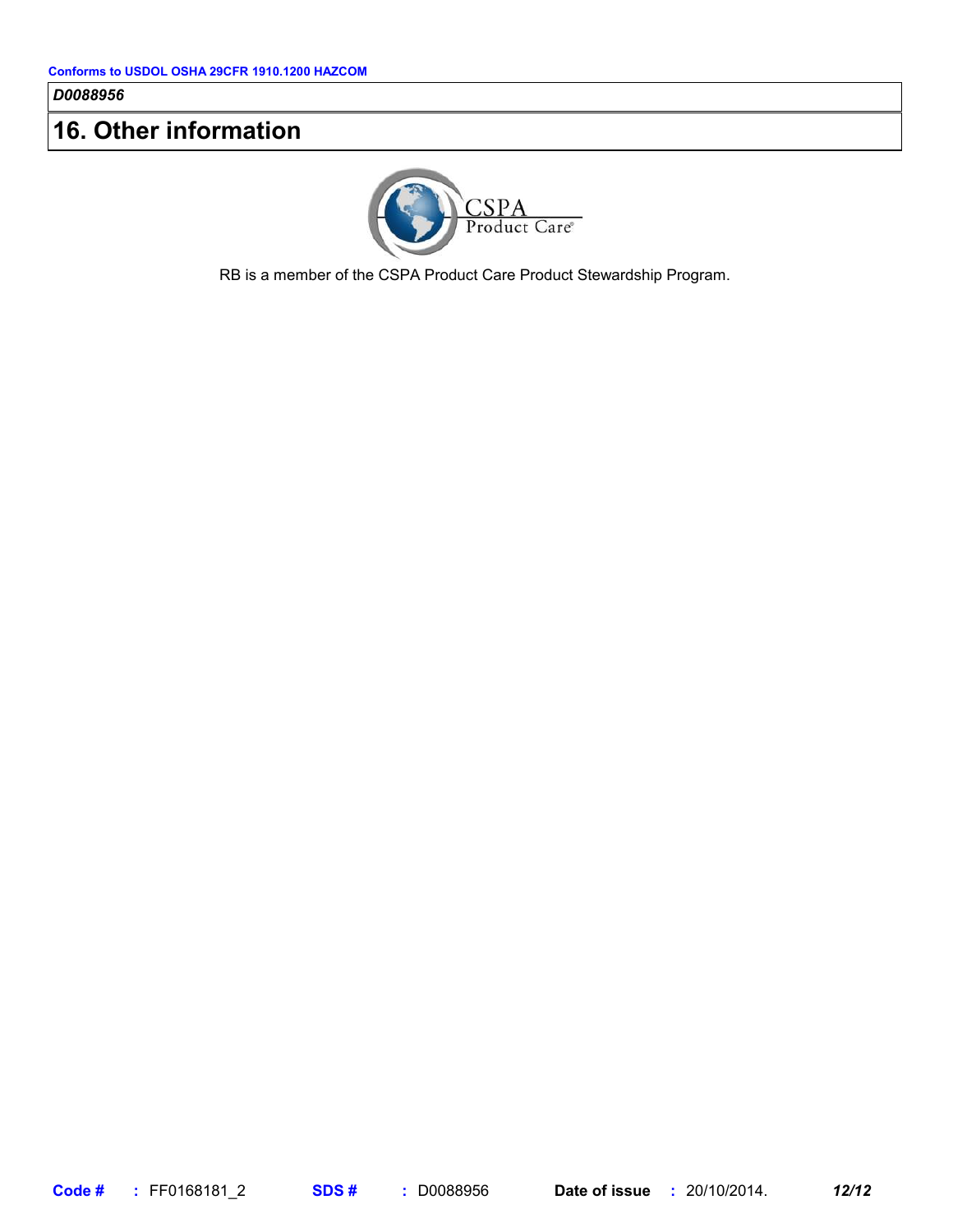## 16. Other information

RB is a member of the CSPA Product Care Product Stewardship Program.